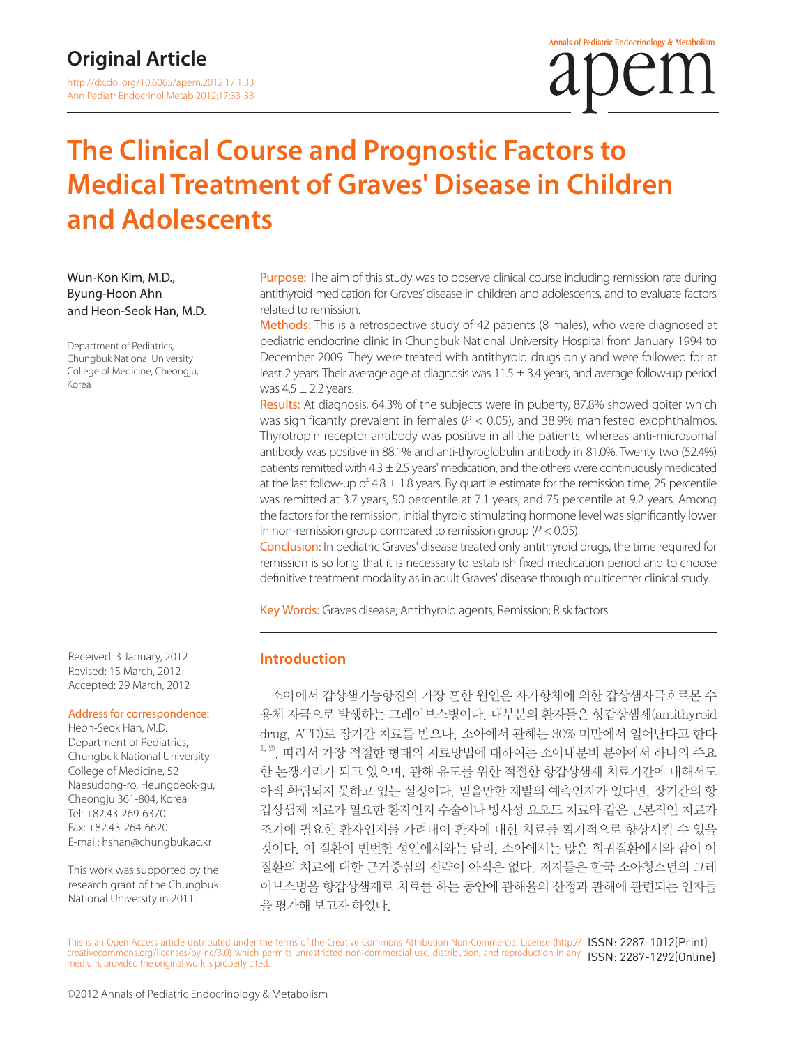Original Article

http://dx.doi.org/10.6065/apem.2012.17.1.33

# The Clinical Course and Prognostic Factors to Medical Treatment of Graves' Disease in Children and Adolescents

Wun-Kon Kim, M.D., Byung-Hoon Ahn and Heon-Seok Han, M.D.

Department of Pediatrics, Chungbuk National University College of Medicine, Cheongju, Korea

**Purpose:** The aim of this study was to observe clinical course including remission rate during antithyroid medication for Graves' disease in children and adolescents, and to evaluate factors related to remission.

**Methods:** This is a retrospective study of 42 patients (8 males), who were diagnosed at pediatric endocrine clinic in Chungbuk National University Hospital from January 1994 to December 2009. They were treated with antithyroid drugs only and were followed for at least 2 years. Their average age at diagnosis was 11.5 ± 3.4 years, and average follow-up period was 4.5 ± 2.2 years.

**Results:** At diagnosis, 64.3% of the subjects were in puberty, 87.8% showed goiter which was significantly prevalent in females ($P$ < 0.05), and 38.9% manifested exophthalmos. Thyrotropin receptor antibody was positive in all the patients, whereas anti-microsomal antibody was positive in 88.1% and anti-thyroglobulin antibody in 81.0%. Twenty two (52.4%) patients remitted with 4.3 ± 2.5 years' medication, and the others were continuously medicated at the last follow-up of 4.8 ± 1.8 years. By quartile estimate for the remission time, 25 percentile was remitted at 3.7 years, 50 percentile at 7.1 years, and 75 percentile at 9.2 years. Among the factors for the remission, initial thyroid stimulating hormone level was significantly lower in non-remission group compared to remission group ($P$ < 0.05).

**Conclusion:** In pediatric Graves' disease treated only antithyroid drugs, the time required for remission is so long that it is necessary to establish fixed medication period and to choose definitive treatment modality as in adult Graves' disease through multicenter clinical study.

**Key Words:** Graves disease; Antithyroid agents; Remission; Risk factors

Received: 3 January, 2012
Revised: 15 March, 2012
Accepted: 29 March, 2012

Address for correspondence:
Heon-Seok Han, M.D.
Department of Pediatrics, Chungbuk National University College of Medicine, 52 Naesudong-ro, Heungdeok-gu, Cheongju 361-804, Korea
Tel: +82.43-269-6370
Fax: +82.43-264-6620
E-mail: hshan@chungbuk.ac.kr

This work was supported by the research grant of the Chungbuk National University in 2011.

## Introduction

소아에서 갑상샘기능항진의 가장 흔한 원인은 자가항체에 의한 갑상샘자극호르몬 수용체 자극으로 발생하는 그레이브스병이다. 대부분의 환자들은 항갑상샘제(antithyroid drug, ATD)로 장기간 치료를 받으나, 소아에서 관해는 30% 미만에서 일어난다고 한다[1,2]. 따라서 가장 적절한 형태의 치료방법에 대하여는 소아내분비 분야에서 하나의 주요한 논쟁거리가 되고 있으며, 관해 유도를 위한 적절한 항갑상샘제 치료기간에 대해서도 아직 확립되지 못하고 있는 실정이다. 믿을만한 재발의 예측인자가 있다면, 장기간의 항갑상샘제 치료가 필요한 환자인지 수술이나 방사성 요오드 치료와 같은 근본적인 치료가 조기에 필요한 환자인지를 가려내어 환자에 대한 치료를 획기적으로 향상시킬 수 있을 것이다. 이 질환이 빈번한 성인에서와는 달리, 소아에서는 많은 희귀질환에서와 같이 이 질환의 치료에 대한 근거중심의 전략이 아직은 없다. 저자들은 한국 소아청소년의 그레이브스병을 항갑상샘제로 치료를 하는 동안에 관해율의 산정과 관해에 관련되는 인자들을 평가해 보고자 하였다.

This is an Open Access article distributed under the terms of the Creative Commons Attribution Non-Commercial License (http://creativecommons.org/licenses/by-nc/3.0) which permits unrestricted non-commercial use, distribution, and reproduction in any medium, provided the original work is properly cited.

ISSN: 2287-1012(Print)
ISSN: 2287-1292(Online)

©2012 Annals of Pediatric Endocrinology & Metabolism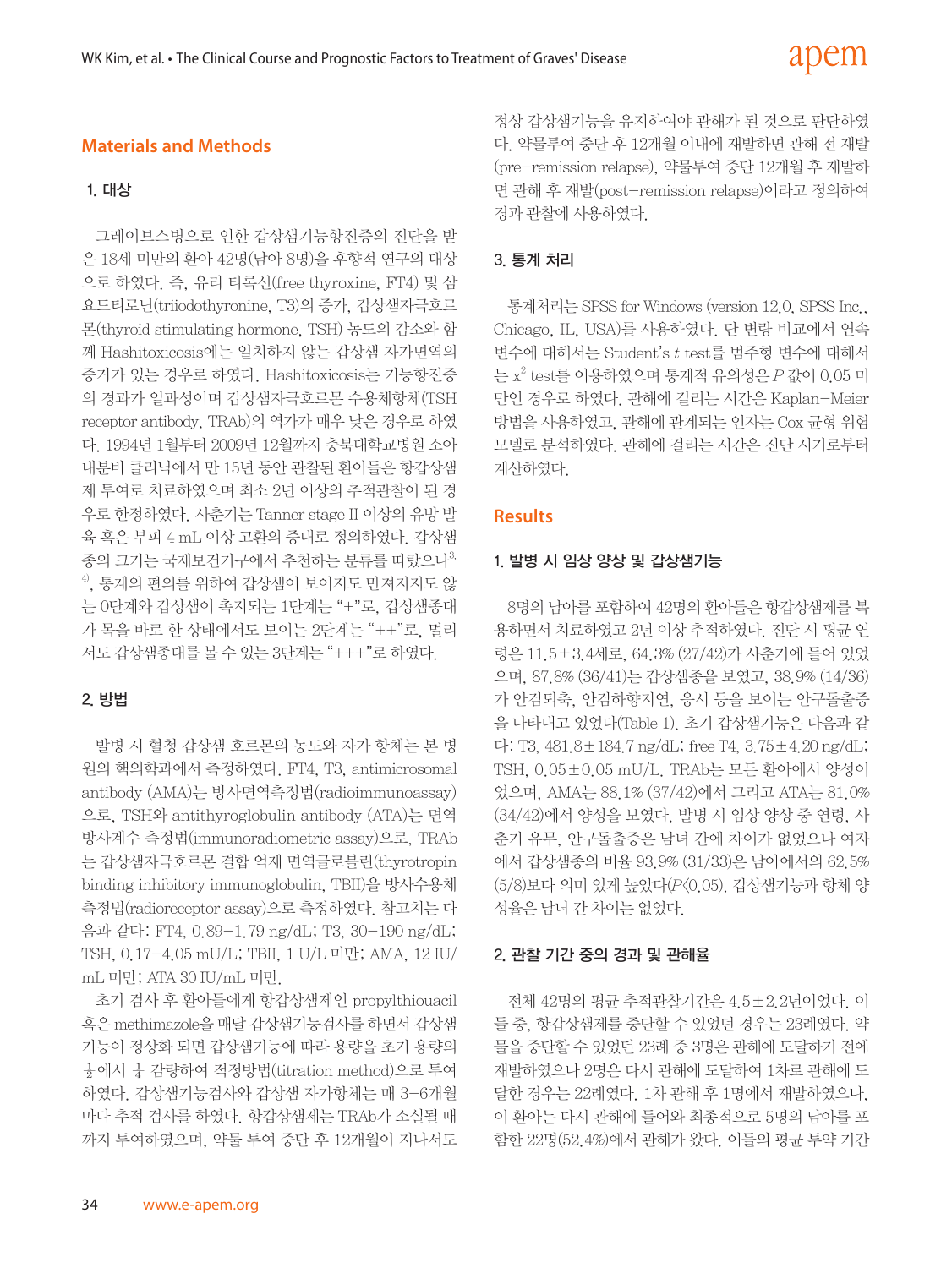## Materials and Methods

### 1. 대상

그레이브스병으로 인한 갑상샘기능항진증의 진단을 받은 18세 미만의 환아 42명(남아 8명)을 후향적 연구의 대상으로 하였다. 즉, 유리 티록신(free thyroxine, FT4) 및 삼요드티로닌(triiodothyronine, T3)의 증가, 갑상샘자극호르몬(thyroid stimulating hormone, TSH) 농도의 감소와 함께 Hashitoxicosis에는 일치하지 않는 갑상샘 자가면역의 증거가 있는 경우로 하였다. Hashitoxicosis는 기능항진증의 경과가 일과성이며 갑상샘자극호르몬 수용체항체(TSH receptor antibody, TRAb)의 역가가 매우 낮은 경우로 하였다. 1994년 1월부터 2009년 12월까지 충북대학교병원 소아내분비 클리닉에서 만 15년 동안 관찰된 환아들은 항갑상샘제 투여로 치료하였으며 최소 2년 이상의 추적관찰이 된 경우로 한정하였다. 사춘기는 Tanner stage II 이상의 유방 발육 혹은 부피 4 mL 이상 고환의 증대로 정의하였다. 갑상샘종의 크기는 국제보건기구에서 추천하는 분류를 따랐으나[3,4], 통계의 편의를 위하여 갑상샘이 보이지도 만져지지도 않는 0단계와 갑상샘이 촉지되는 1단계는 "+"로, 갑상샘종대가 목을 바로 한 상태에서도 보이는 2단계는 "++"로, 멀리서도 갑상샘종대를 볼 수 있는 3단계는 "+++"로 하였다.

### 2. 방법

발병 시 혈청 갑상샘 호르몬의 농도와 자가 항체는 본 병원의 핵의학과에서 측정하였다. FT4, T3, antimicrosomal antibody (AMA)는 방사면역측정법(radioimmunoassay)으로, TSH와 antithyroglobulin antibody (ATA)는 면역방사계수 측정법(immunoradiometric assay)으로, TRAb는 갑상샘자극호르몬 결합 억제 면역글로불린(thyrotropin binding inhibitory immunoglobulin, TBII)을 방사수용체 측정법(radioreceptor assay)으로 측정하였다. 참고치는 다음과 같다: FT4, 0.89–1.79 ng/dL; T3, 30–190 ng/dL; TSH, 0.17–4.05 mU/L; TBII, 1 U/L 미만; AMA, 12 IU/mL 미만; ATA 30 IU/mL 미만.

초기 검사 후 환아들에게 항갑상샘제인 propylthiouacil 혹은 methimazole을 매달 갑상샘기능검사를 하면서 갑상샘기능이 정상화 되면 갑상샘기능에 따라 용량을 초기 용량의 $\frac{1}{2}$에서 $\frac{1}{4}$ 감량하여 적정방법(titration method)으로 투여하였다. 갑상샘기능검사와 갑상샘 자가항체는 매 3–6개월마다 추적 검사를 하였다. 항갑상샘제는 TRAb가 소실될 때까지 투여하였으며, 약물 투여 중단 후 12개월이 지나서도 정상 갑상샘기능을 유지하여야 관해가 된 것으로 판단하였다. 약물투여 중단 후 12개월 이내에 재발하면 관해 전 재발(pre-remission relapse), 약물투여 중단 12개월 후 재발하면 관해 후 재발(post-remission relapse)이라고 정의하여 경과 관찰에 사용하였다.

### 3. 통계 처리

통계처리는 SPSS for Windows (version 12.0, SPSS Inc., Chicago, IL, USA)를 사용하였다. 단 변량 비교에서 연속변수에 대해서는 Student's *t* test를 범주형 변수에 대해서는 $x^2$ test를 이용하였으며 통계적 유의성은 *P* 값이 0.05 미만인 경우로 하였다. 관해에 걸리는 시간은 Kaplan-Meier 방법을 사용하였고, 관해에 관계되는 인자는 Cox 균형 위험 모델로 분석하였다. 관해에 걸리는 시간은 진단 시기로부터 계산하였다.

## Results

### 1. 발병 시 임상 양상 및 갑상샘기능

8명의 남아를 포함하여 42명의 환아들은 항갑상샘제를 복용하면서 치료하였고 2년 이상 추적하였다. 진단 시 평균 연령은 11.5±3.4세로, 64.3% (27/42)가 사춘기에 들어 있었으며, 87.8% (36/41)는 갑상샘종을 보였고, 38.9% (14/36)가 안검퇴축, 안검하향지연, 응시 등을 보이는 안구돌출증을 나타내고 있었다(Table 1). 초기 갑상샘기능은 다음과 같다: T3, 481.8±184.7 ng/dL; free T4, 3.75±4.20 ng/dL; TSH, 0.05±0.05 mU/L. TRAb는 모든 환아에서 양성이었으며, AMA는 88.1% (37/42)에서 그리고 ATA는 81.0% (34/42)에서 양성을 보였다. 발병 시 임상 양상 중 연령, 사춘기 유무, 안구돌출증은 남녀 간에 차이가 없었으나 여자에서 갑상샘종의 비율 93.9% (31/33)은 남아에서의 62.5% (5/8)보다 의미 있게 높았다($P<0.05$). 갑상샘기능과 항체 양성율은 남녀 간 차이는 없었다.

### 2. 관찰 기간 중의 경과 및 관해율

전체 42명의 평균 추적관찰기간은 4.5±2.2년이었다. 이들 중, 항갑상샘제를 중단할 수 있었던 경우는 23례였다. 약물을 중단할 수 있었던 23례 중 3명은 관해에 도달하기 전에 재발하였으나 2명은 다시 관해에 도달하여 1차로 관해에 도달한 경우는 22례였다. 1차 관해 후 1명에서 재발하였으나, 이 환아는 다시 관해에 들어와 최종적으로 5명의 남아를 포함한 22명(52.4%)에서 관해가 왔다. 이들의 평균 투약 기간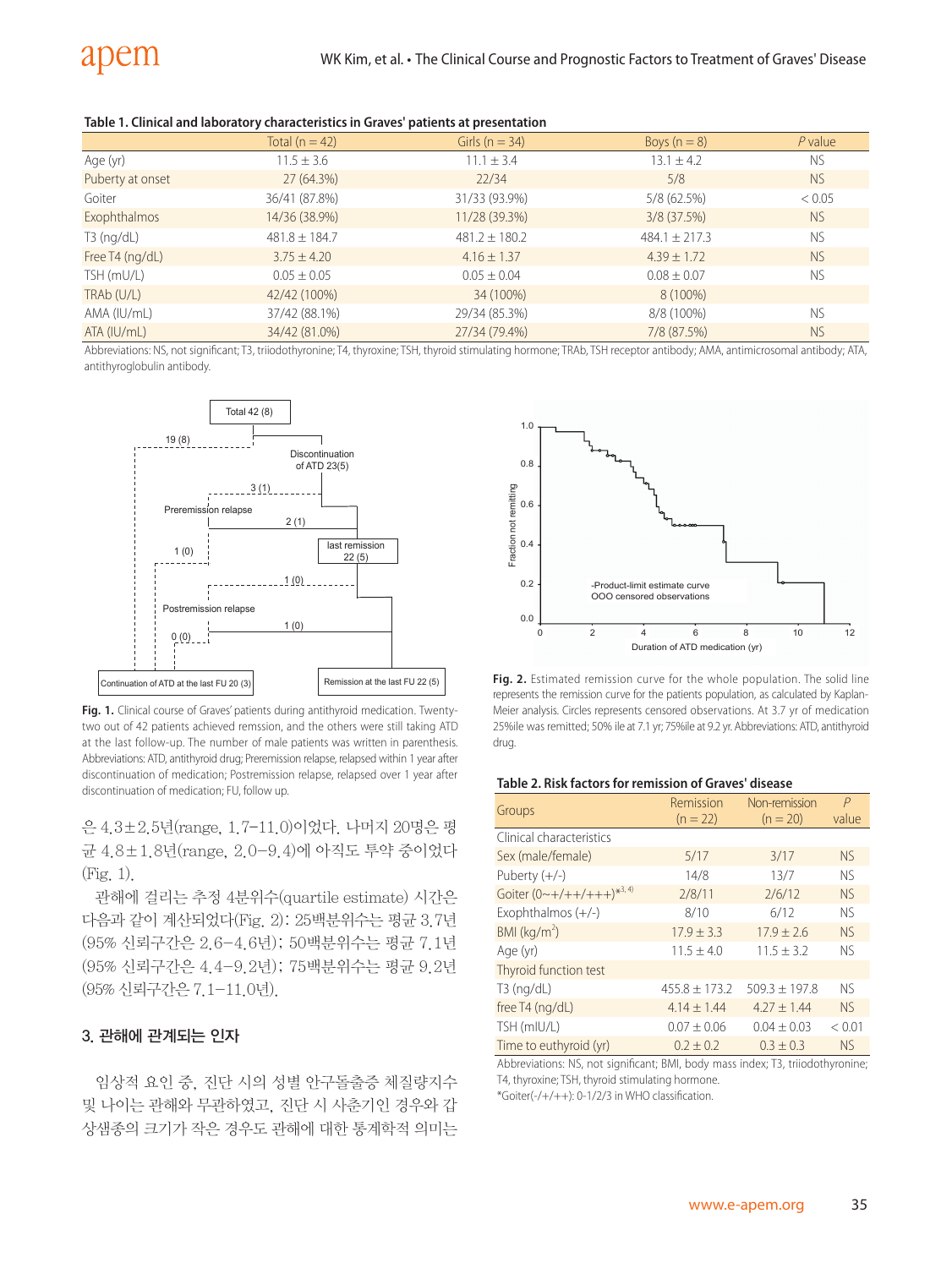**Table 1. Clinical and laboratory characteristics in Graves' patients at presentation**

| | Total (n = 42) | Girls (n = 34) | Boys (n = 8) | *P* value |
|---|---|---|---|---|
| Age (yr) | 11.5 ± 3.6 | 11.1 ± 3.4 | 13.1 ± 4.2 | NS |
| Puberty at onset | 27 (64.3%) | 22/34 | 5/8 | NS |
| Goiter | 36/41 (87.8%) | 31/33 (93.9%) | 5/8 (62.5%) | < 0.05 |
| Exophthalmos | 14/36 (38.9%) | 11/28 (39.3%) | 3/8 (37.5%) | NS |
| T3 (ng/dL) | 481.8 ± 184.7 | 481.2 ± 180.2 | 484.1 ± 217.3 | NS |
| Free T4 (ng/dL) | 3.75 ± 4.20 | 4.16 ± 1.37 | 4.39 ± 1.72 | NS |
| TSH (mU/L) | 0.05 ± 0.05 | 0.05 ± 0.04 | 0.08 ± 0.07 | NS |
| TRAb (U/L) | 42/42 (100%) | 34 (100%) | 8 (100%) | |
| AMA (IU/mL) | 37/42 (88.1%) | 29/34 (85.3%) | 8/8 (100%) | NS |
| ATA (IU/mL) | 34/42 (81.0%) | 27/34 (79.4%) | 7/8 (87.5%) | NS |

Abbreviations: NS, not significant; T3, triiodothyronine; T4, thyroxine; TSH, thyroid stimulating hormone; TRAb, TSH receptor antibody; AMA, antimicrosomal antibody; ATA, antithyroglobulin antibody.

**Fig. 1.** Clinical course of Graves' patients during antithyroid medication. Twenty-two out of 42 patients achieved remsssion, and the others were still taking ATD at the last follow-up. The number of male patients was written in parenthesis. Abbreviations: ATD, antithyroid drug; Preremission relapse, relapsed within 1 year after discontinuation of medication; Postremission relapse, relapsed over 1 year after discontinuation of medication; FU, follow up.

**Fig. 2.** Estimated remission curve for the whole population. The solid line represents the remission curve for the patients population, as calculated by Kaplan-Meier analysis. Circles represents censored observations. At 3.7 yr of medication 25%ile was remitted; 50% ile at 7.1 yr; 75%ile at 9.2 yr. Abbreviations: ATD, antithyroid drug.

은 4.3±2.5년(range, 1.7–11.0)이었다. 나머지 20명은 평균 4.8±1.8년(range, 2.0–9.4)에 아직도 투약 중이었다(Fig. 1).

관해에 걸리는 추정 4분위수(quartile estimate) 시간은 다음과 같이 계산되었다(Fig. 2): 25백분위수는 평균 3.7년(95% 신뢰구간은 2.6–4.6년); 50백분위수는 평균 7.1년(95% 신뢰구간은 4.4–9.2년); 75백분위수는 평균 9.2년(95% 신뢰구간은 7.1–11.0년).

### 3. 관해에 관계되는 인자

임상적 요인 중, 진단 시의 성별 안구돌출증 체질량지수 및 나이는 관해와 무관하였고, 진단 시 사춘기인 경우와 갑상샘종의 크기가 작은 경우도 관해에 대한 통계학적 의미는

**Table 2. Risk factors for remission of Graves' disease**

| Groups | Remission (n = 22) | Non-remission (n = 20) | *P* value |
|---|---|---|---|
| Clinical characteristics | | | |
| Sex (male/female) | 5/17 | 3/17 | NS |
| Puberty (+/-) | 14/8 | 13/7 | NS |
| Goiter (0~+/++/+++)*[3,4] | 2/8/11 | 2/6/12 | NS |
| Exophthalmos (+/-) | 8/10 | 6/12 | NS |
| BMI (kg/m²) | 17.9 ± 3.3 | 17.9 ± 2.6 | NS |
| Age (yr) | 11.5 ± 4.0 | 11.5 ± 3.2 | NS |
| Thyroid function test | | | |
| T3 (ng/dL) | 455.8 ± 173.2 | 509.3 ± 197.8 | NS |
| free T4 (ng/dL) | 4.14 ± 1.44 | 4.27 ± 1.44 | NS |
| TSH (mIU/L) | 0.07 ± 0.06 | 0.04 ± 0.03 | < 0.01 |
| Time to euthyroid (yr) | 0.2 ± 0.2 | 0.3 ± 0.3 | NS |

Abbreviations: NS, not significant; BMI, body mass index; T3, triiodothyronine; T4, thyroxine; TSH, thyroid stimulating hormone.
*Goiter(-/+/++): 0-1/2/3 in WHO classification.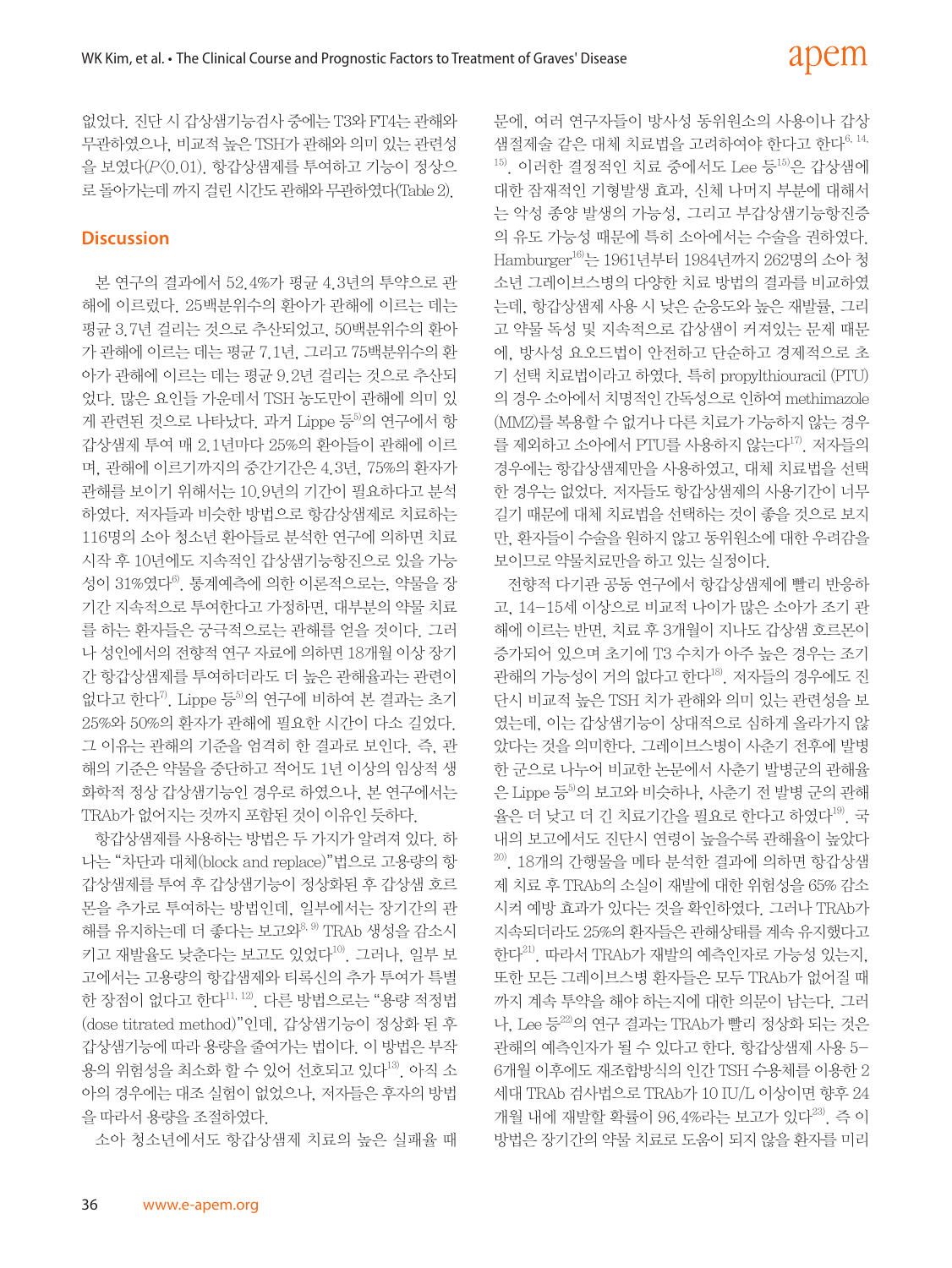없었다. 진단 시 갑상샘기능검사 중에는 T3와 FT4는 관해와 무관하였으나, 비교적 높은 TSH가 관해와 의미 있는 관련성을 보였다($P<0.01$). 항갑상샘제를 투여하고 기능이 정상으로 돌아가는데 까지 걸린 시간도 관해와 무관하였다(Table 2).

## Discussion

본 연구의 결과에서 52.4%가 평균 4.3년의 투약으로 관해에 이르렀다. 25백분위수의 환아가 관해에 이르는 데는 평균 3.7년 걸리는 것으로 추산되었고, 50백분위수의 환아가 관해에 이르는 데는 평균 7.1년, 그리고 75백분위수의 환아가 관해에 이르는 데는 평균 9.2년 걸리는 것으로 추산되었다. 많은 요인들 가운데서 TSH 농도만이 관해에 의미 있게 관련된 것으로 나타났다. 과거 Lippe 등[5]의 연구에서 항갑상샘제 투여 매 2.1년마다 25%의 환아들이 관해에 이르며, 관해에 이르기까지의 중간기간은 4.3년, 75%의 환자가 관해를 보이기 위해서는 10.9년의 기간이 필요하다고 분석하였다. 저자들과 비슷한 방법으로 항갑상샘제로 치료하는 116명의 소아 청소년 환아들로 분석한 연구에 의하면 치료 시작 후 10년에도 지속적인 갑상샘기능항진으로 있을 가능성이 31%였다[6]. 통계예측에 의한 이론적으로는, 약물을 장기간 지속적으로 투여한다고 가정하면, 대부분의 약물 치료를 하는 환자들은 궁극적으로는 관해를 얻을 것이다. 그러나 성인에서의 전향적 연구 자료에 의하면 18개월 이상 장기간 항갑상샘제를 투여하더라도 더 높은 관해율과는 관련이 없다고 한다[7]. Lippe 등[5]의 연구에 비하여 본 결과는 초기 25%와 50%의 환자가 관해에 필요한 시간이 다소 길었다. 그 이유는 관해의 기준을 엄격히 한 결과로 보인다. 즉, 관해의 기준은 약물을 중단하고 적어도 1년 이상의 임상적 생화학적 정상 갑상샘기능인 경우로 하였으나, 본 연구에서는 TRAb가 없어지는 것까지 포함된 것이 이유인 듯하다.

항갑상샘제를 사용하는 방법은 두 가지가 알려져 있다. 하나는 "차단과 대체(block and replace)"법으로 고용량의 항갑상샘제를 투여 후 갑상샘기능이 정상화된 후 갑상샘 호르몬을 추가로 투여하는 방법인데, 일부에서는 장기간의 관해를 유지하는데 더 좋다는 보고와[8,9] TRAb 생성을 감소시키고 재발율도 낮춘다는 보고도 있었다[10]. 그러나, 일부 보고에서는 고용량의 항갑상샘제와 티록신의 추가 투여가 특별한 장점이 없다고 한다[11,12]. 다른 방법으로는 "용량 적정법(dose titrated method)"인데, 갑상샘기능이 정상화 된 후 갑상샘기능에 따라 용량을 줄여가는 법이다. 이 방법은 부작용의 위험성을 최소화 할 수 있어 선호되고 있다[13]. 아직 소아의 경우에는 대조 실험이 없었으나, 저자들은 후자의 방법을 따라서 용량을 조절하였다.

소아 청소년에서도 항갑상샘제 치료의 높은 실패율 때문에, 여러 연구자들이 방사성 동위원소의 사용이나 갑상샘절제술 같은 대체 치료법을 고려하여야 한다고 한다[6,14,15]. 이러한 결정적인 치료 중에서도 Lee 등[15]은 갑상샘에 대한 잠재적인 기형발생 효과, 신체 나머지 부분에 대해서는 악성 종양 발생의 가능성, 그리고 부갑상샘기능항진증의 유도 가능성 때문에 특히 소아에서는 수술을 권하였다. Hamburger[16]는 1961년부터 1984년까지 262명의 소아 청소년 그레이브스병의 다양한 치료 방법의 결과를 비교하였는데, 항갑상샘제 사용 시 낮은 순응도와 높은 재발률, 그리고 약물 독성 및 지속적으로 갑상샘이 커져있는 문제 때문에, 방사성 요오드법이 안전하고 단순하고 경제적으로 초기 선택 치료법이라고 하였다. 특히 propylthiouracil (PTU)의 경우 소아에서 치명적인 간독성으로 인하여 methimazole (MMZ)를 복용할 수 없거나 다른 치료가 가능하지 않는 경우를 제외하고 소아에서 PTU를 사용하지 않는다[17]. 저자들의 경우에는 항갑상샘제만을 사용하였고, 대체 치료법을 선택한 경우는 없었다. 저자들도 항갑상샘제의 사용기간이 너무 길기 때문에 대체 치료법을 선택하는 것이 좋을 것으로 보지만, 환자들이 수술을 원하지 않고 동위원소에 대한 우려감을 보이므로 약물치료만을 하고 있는 실정이다.

전향적 다기관 공동 연구에서 항갑상샘제에 빨리 반응하고, 14-15세 이상으로 비교적 나이가 많은 소아가 조기 관해에 이르는 반면, 치료 후 3개월이 지나도 갑상샘 호르몬이 증가되어 있으며 초기에 T3 수치가 아주 높은 경우는 조기 관해의 가능성이 거의 없다고 한다[18]. 저자들의 경우에도 진단시 비교적 높은 TSH 치가 관해와 의미 있는 관련성을 보였는데, 이는 갑상샘기능이 상대적으로 심하게 올라가지 않았다는 것을 의미한다. 그레이브스병이 사춘기 전후에 발병한 군으로 나누어 비교한 논문에서 사춘기 발병군의 관해율은 Lippe 등[5]의 보고와 비슷하나, 사춘기 전 발병 군의 관해율은 더 낮고 더 긴 치료기간을 필요로 한다고 하였다[19]. 국내의 보고에서도 진단시 연령이 높을수록 관해율이 높았다[20]. 18개의 간행물을 메타 분석한 결과에 의하면 항갑상샘제 치료 후 TRAb의 소실이 재발에 대한 위험성을 65% 감소시켜 예방 효과가 있다는 것을 확인하였다. 그러나 TRAb가 지속되더라도 25%의 환자들은 관해상태를 계속 유지했다고 한다[21]. 따라서 TRAb가 재발의 예측인자로 가능성 있는지, 또한 모든 그레이브스병 환자들은 모두 TRAb가 없어질 때까지 계속 투약을 해야 하는지에 대한 의문이 남는다. 그러나, Lee 등[22]의 연구 결과는 TRAb가 빨리 정상화 되는 것은 관해의 예측인자가 될 수 있다고 한다. 항갑상샘제 사용 5-6개월 이후에도 재조합방식의 인간 TSH 수용체를 이용한 2세대 TRAb 검사법으로 TRAb가 10 IU/L 이상이면 향후 24개월 내에 재발할 확률이 96.4%라는 보고가 있다[23]. 즉 이 방법은 장기간의 약물 치료로 도움이 되지 않을 환자를 미리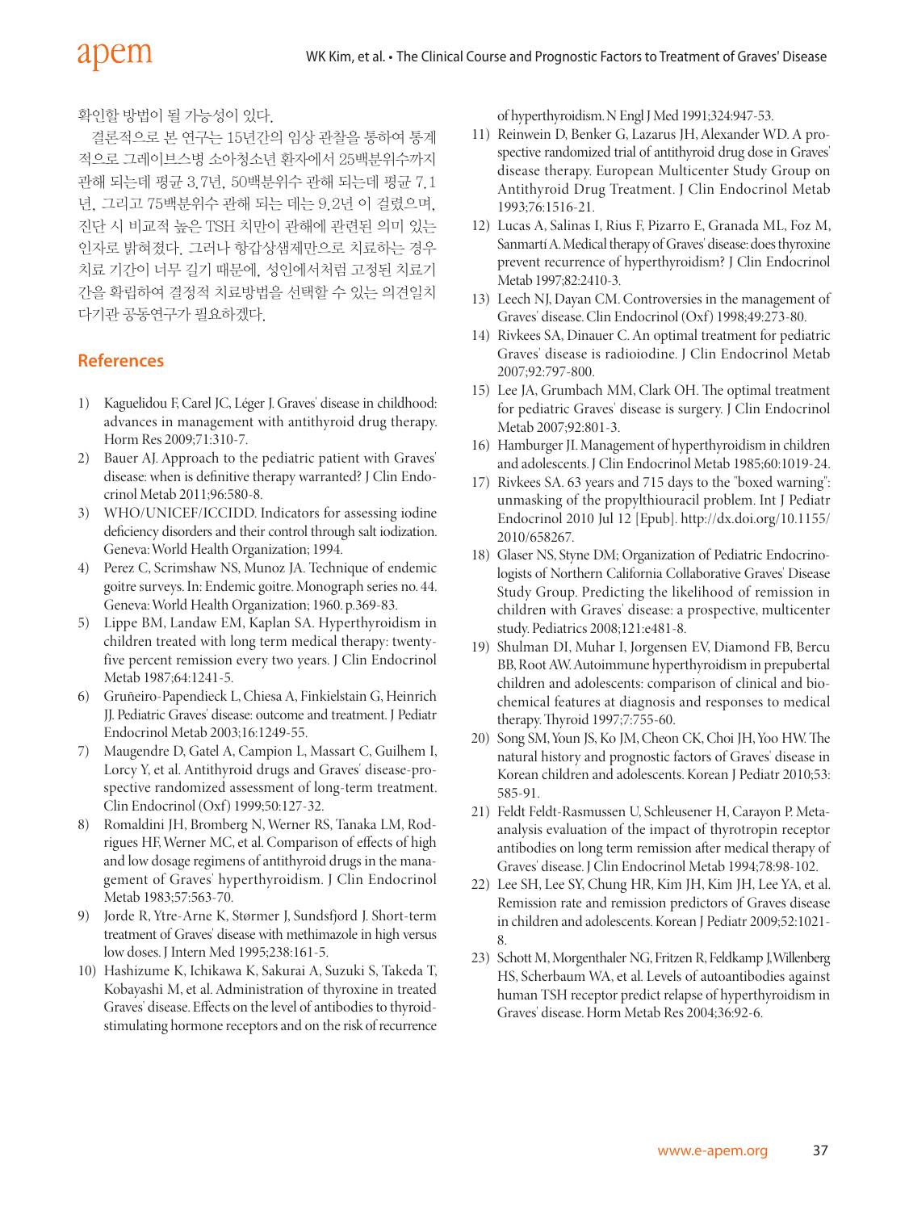확인할 방법이 될 가능성이 있다.

결론적으로 본 연구는 15년간의 임상 관찰을 통하여 통계적으로 그레이브스병 소아청소년 환자에서 25백분위수까지 관해 되는데 평균 3.7년, 50백분위수 관해 되는데 평균 7.1년, 그리고 75백분위수 관해 되는 데는 9.2년 이 걸렸으며, 진단 시 비교적 높은 TSH 치만이 관해에 관련된 의미 있는 인자로 밝혀졌다. 그러나 항갑상샘제만으로 치료하는 경우 치료 기간이 너무 길기 때문에, 성인에서처럼 고정된 치료기간을 확립하여 결정적 치료방법을 선택할 수 있는 의견일치 다기관 공동연구가 필요하겠다.

## References

1) Kaguelidou F, Carel JC, Léger J. Graves' disease in childhood: advances in management with antithyroid drug therapy. Horm Res 2009;71:310-7.
2) Bauer AJ. Approach to the pediatric patient with Graves' disease: when is definitive therapy warranted? J Clin Endocrinol Metab 2011;96:580-8.
3) WHO/UNICEF/ICCIDD. Indicators for assessing iodine deficiency disorders and their control through salt iodization. Geneva: World Health Organization; 1994.
4) Perez C, Scrimshaw NS, Munoz JA. Technique of endemic goitre surveys. In: Endemic goitre. Monograph series no. 44. Geneva: World Health Organization; 1960. p.369-83.
5) Lippe BM, Landaw EM, Kaplan SA. Hyperthyroidism in children treated with long term medical therapy: twenty-five percent remission every two years. J Clin Endocrinol Metab 1987;64:1241-5.
6) Gruñeiro-Papendieck L, Chiesa A, Finkielstain G, Heinrich JJ. Pediatric Graves' disease: outcome and treatment. J Pediatr Endocrinol Metab 2003;16:1249-55.
7) Maugendre D, Gatel A, Campion L, Massart C, Guilhem I, Lorcy Y, et al. Antithyroid drugs and Graves' disease-prospective randomized assessment of long-term treatment. Clin Endocrinol (Oxf) 1999;50:127-32.
8) Romaldini JH, Bromberg N, Werner RS, Tanaka LM, Rodrigues HF, Werner MC, et al. Comparison of effects of high and low dosage regimens of antithyroid drugs in the management of Graves' hyperthyroidism. J Clin Endocrinol Metab 1983;57:563-70.
9) Jorde R, Ytre-Arne K, Størmer J, Sundsfjord J. Short-term treatment of Graves' disease with methimazole in high versus low doses. J Intern Med 1995;238:161-5.
10) Hashizume K, Ichikawa K, Sakurai A, Suzuki S, Takeda T, Kobayashi M, et al. Administration of thyroxine in treated Graves' disease. Effects on the level of antibodies to thyroid-stimulating hormone receptors and on the risk of recurrence of hyperthyroidism. N Engl J Med 1991;324:947-53.
11) Reinwein D, Benker G, Lazarus JH, Alexander WD. A prospective randomized trial of antithyroid drug dose in Graves' disease therapy. European Multicenter Study Group on Antithyroid Drug Treatment. J Clin Endocrinol Metab 1993;76:1516-21.
12) Lucas A, Salinas I, Rius F, Pizarro E, Granada ML, Foz M, Sanmartí A. Medical therapy of Graves' disease: does thyroxine prevent recurrence of hyperthyroidism? J Clin Endocrinol Metab 1997;82:2410-3.
13) Leech NJ, Dayan CM. Controversies in the management of Graves' disease. Clin Endocrinol (Oxf) 1998;49:273-80.
14) Rivkees SA, Dinauer C. An optimal treatment for pediatric Graves' disease is radioiodine. J Clin Endocrinol Metab 2007;92:797-800.
15) Lee JA, Grumbach MM, Clark OH. The optimal treatment for pediatric Graves' disease is surgery. J Clin Endocrinol Metab 2007;92:801-3.
16) Hamburger JI. Management of hyperthyroidism in children and adolescents. J Clin Endocrinol Metab 1985;60:1019-24.
17) Rivkees SA. 63 years and 715 days to the "boxed warning": unmasking of the propylthiouracil problem. Int J Pediatr Endocrinol 2010 Jul 12 [Epub]. http://dx.doi.org/10.1155/2010/658267.
18) Glaser NS, Styne DM; Organization of Pediatric Endocrinologists of Northern California Collaborative Graves' Disease Study Group. Predicting the likelihood of remission in children with Graves' disease: a prospective, multicenter study. Pediatrics 2008;121:e481-8.
19) Shulman DI, Muhar I, Jorgensen EV, Diamond FB, Bercu BB, Root AW. Autoimmune hyperthyroidism in prepubertal children and adolescents: comparison of clinical and biochemical features at diagnosis and responses to medical therapy. Thyroid 1997;7:755-60.
20) Song SM, Youn JS, Ko JM, Cheon CK, Choi JH, Yoo HW. The natural history and prognostic factors of Graves' disease in Korean children and adolescents. Korean J Pediatr 2010;53:585-91.
21) Feldt Feldt-Rasmussen U, Schleusener H, Carayon P. Meta-analysis evaluation of the impact of thyrotropin receptor antibodies on long term remission after medical therapy of Graves' disease. J Clin Endocrinol Metab 1994;78:98-102.
22) Lee SH, Lee SY, Chung HR, Kim JH, Kim JH, Lee YA, et al. Remission rate and remission predictors of Graves disease in children and adolescents. Korean J Pediatr 2009;52:1021-8.
23) Schott M, Morgenthaler NG, Fritzen R, Feldkamp J, Willenberg HS, Scherbaum WA, et al. Levels of autoantibodies against human TSH receptor predict relapse of hyperthyroidism in Graves' disease. Horm Metab Res 2004;36:92-6.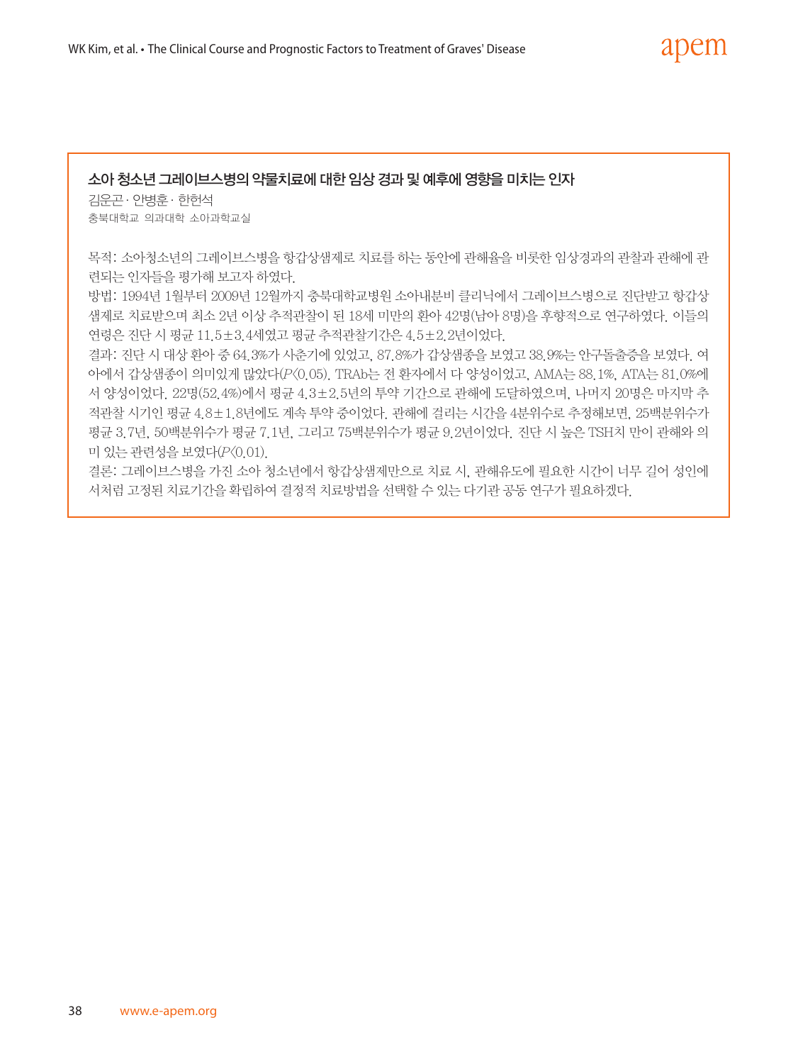## 소아 청소년 그레이브스병의 약물치료에 대한 임상 경과 및 예후에 영향을 미치는 인자

김운곤 · 안병훈 · 한헌석

충북대학교 의과대학 소아과학교실

목적: 소아청소년의 그레이브스병을 항갑상샘제로 치료를 하는 동안에 관해율을 비롯한 임상경과의 관찰과 관해에 관련되는 인자들을 평가해 보고자 하였다.

방법: 1994년 1월부터 2009년 12월까지 충북대학교병원 소아내분비 클리닉에서 그레이브스병으로 진단받고 항갑상샘제로 치료받으며 최소 2년 이상 추적관찰이 된 18세 미만의 환아 42명(남아 8명)을 후향적으로 연구하였다. 이들의 연령은 진단 시 평균 11.5±3.4세였고 평균 추적관찰기간은 4.5±2.2년이었다.

결과: 진단 시 대상 환아 중 64.3%가 사춘기에 있었고, 87.8%가 갑상샘종을 보였고 38.9%는 안구돌출증을 보였다. 여아에서 갑상샘종이 의미있게 많았다($P<0.05$). TRAb는 전 환자에서 다 양성이었고, AMA는 88.1%, ATA는 81.0%에서 양성이었다. 22명(52.4%)에서 평균 4.3±2.5년의 투약 기간으로 관해에 도달하였으며, 나머지 20명은 마지막 추적관찰 시기인 평균 4.8±1.8년에도 계속 투약 중이었다. 관해에 걸리는 시간을 4분위수로 추정해보면, 25백분위수가 평균 3.7년, 50백분위수가 평균 7.1년, 그리고 75백분위수가 평균 9.2년이었다. 진단 시 높은 TSH치 만이 관해와 의미 있는 관련성을 보였다($P<0.01$).

결론: 그레이브스병을 가진 소아 청소년에서 항갑상샘제만으로 치료 시, 관해유도에 필요한 시간이 너무 길어 성인에서처럼 고정된 치료기간을 확립하여 결정적 치료방법을 선택할 수 있는 다기관 공동 연구가 필요하겠다.